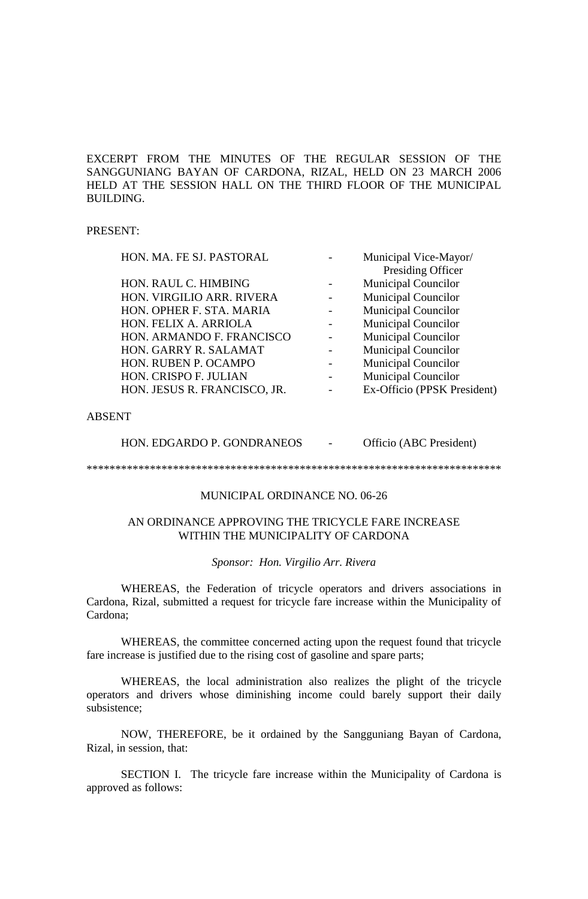EXCERPT FROM THE MINUTES OF THE REGULAR SESSION OF THE SANGGUNIANG BAYAN OF CARDONA, RIZAL, HELD ON 23 MARCH 2006 HELD AT THE SESSION HALL ON THE THIRD FLOOR OF THE MUNICIPAL BUILDING.

PRESENT:

| | | |
|---|---|---|
| HON. MA. FE SJ. PASTORAL | - | Municipal Vice-Mayor/ Presiding Officer |
| HON. RAUL C. HIMBING | - | Municipal Councilor |
| HON. VIRGILIO ARR. RIVERA | - | Municipal Councilor |
| HON. OPHER F. STA. MARIA | - | Municipal Councilor |
| HON. FELIX A. ARRIOLA | - | Municipal Councilor |
| HON. ARMANDO F. FRANCISCO | - | Municipal Councilor |
| HON. GARRY R. SALAMAT | - | Municipal Councilor |
| HON. RUBEN P. OCAMPO | - | Municipal Councilor |
| HON. CRISPO F. JULIAN | - | Municipal Councilor |
| HON. JESUS R. FRANCISCO, JR. | - | Ex-Officio (PPSK President) |

ABSENT

| | | |
|---|---|---|
| HON. EDGARDO P. GONDRANEOS | - | Officio (ABC President) |

*************************************************************************

MUNICIPAL ORDINANCE NO. 06-26

AN ORDINANCE APPROVING THE TRICYCLE FARE INCREASE WITHIN THE MUNICIPALITY OF CARDONA

*Sponsor: Hon. Virgilio Arr. Rivera*

WHEREAS, the Federation of tricycle operators and drivers associations in Cardona, Rizal, submitted a request for tricycle fare increase within the Municipality of Cardona;

WHEREAS, the committee concerned acting upon the request found that tricycle fare increase is justified due to the rising cost of gasoline and spare parts;

WHEREAS, the local administration also realizes the plight of the tricycle operators and drivers whose diminishing income could barely support their daily subsistence;

NOW, THEREFORE, be it ordained by the Sangguniang Bayan of Cardona, Rizal, in session, that:

SECTION I. The tricycle fare increase within the Municipality of Cardona is approved as follows: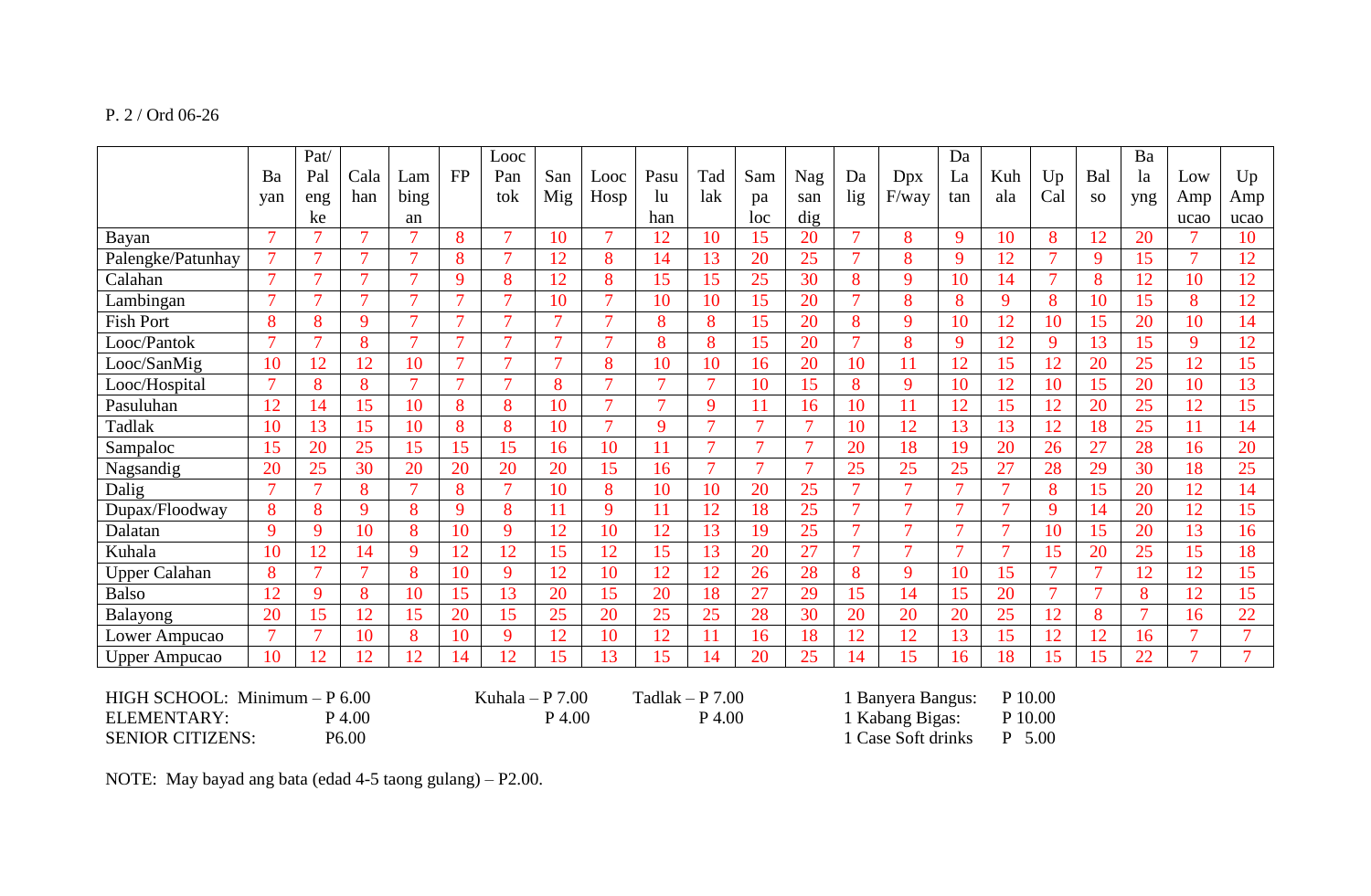P. 2 / Ord 06-26

| | Bayan | Pat/ Palengke | Calahan | Lambingan | FP | Looc Pantok | San Mig | Looc Hosp | Pasuluhan | Tadlak | Sampaloc | Nagsandig | Dalig | Dpx F/way | Da La tan | Kuhala | Up Cal | Balso | Balayng | Low Ampucao | Up Ampucao |
|---|---|---|---|---|---|---|---|---|---|---|---|---|---|---|---|---|---|---|---|---|---|
| Bayan | 7 | 7 | 7 | 7 | 8 | 7 | 10 | 7 | 12 | 10 | 15 | 20 | 7 | 8 | 9 | 10 | 8 | 12 | 20 | 7 | 10 |
| Palengke/Patunhay | 7 | 7 | 7 | 7 | 8 | 7 | 12 | 8 | 14 | 13 | 20 | 25 | 7 | 8 | 9 | 12 | 7 | 9 | 15 | 7 | 12 |
| Calahan | 7 | 7 | 7 | 7 | 9 | 8 | 12 | 8 | 15 | 15 | 25 | 30 | 8 | 9 | 10 | 14 | 7 | 8 | 12 | 10 | 12 |
| Lambingan | 7 | 7 | 7 | 7 | 7 | 7 | 10 | 7 | 10 | 10 | 15 | 20 | 7 | 8 | 8 | 9 | 8 | 10 | 15 | 8 | 12 |
| Fish Port | 8 | 8 | 9 | 7 | 7 | 7 | 7 | 7 | 8 | 8 | 15 | 20 | 8 | 9 | 10 | 12 | 10 | 15 | 20 | 10 | 14 |
| Looc/Pantok | 7 | 7 | 8 | 7 | 7 | 7 | 7 | 7 | 8 | 8 | 15 | 20 | 7 | 8 | 9 | 12 | 9 | 13 | 15 | 9 | 12 |
| Looc/SanMig | 10 | 12 | 12 | 10 | 7 | 7 | 7 | 8 | 10 | 10 | 16 | 20 | 10 | 11 | 12 | 15 | 12 | 20 | 25 | 12 | 15 |
| Looc/Hospital | 7 | 8 | 8 | 7 | 7 | 7 | 8 | 7 | 7 | 7 | 10 | 15 | 8 | 9 | 10 | 12 | 10 | 15 | 20 | 10 | 13 |
| Pasuluhan | 12 | 14 | 15 | 10 | 8 | 8 | 10 | 7 | 7 | 9 | 11 | 16 | 10 | 11 | 12 | 15 | 12 | 20 | 25 | 12 | 15 |
| Tadlak | 10 | 13 | 15 | 10 | 8 | 8 | 10 | 7 | 9 | 7 | 7 | 7 | 10 | 12 | 13 | 13 | 12 | 18 | 25 | 11 | 14 |
| Sampaloc | 15 | 20 | 25 | 15 | 15 | 15 | 16 | 10 | 11 | 7 | 7 | 7 | 20 | 18 | 19 | 20 | 26 | 27 | 28 | 16 | 20 |
| Nagsandig | 20 | 25 | 30 | 20 | 20 | 20 | 20 | 15 | 16 | 7 | 7 | 7 | 25 | 25 | 25 | 27 | 28 | 29 | 30 | 18 | 25 |
| Dalig | 7 | 7 | 8 | 7 | 8 | 7 | 10 | 8 | 10 | 10 | 20 | 25 | 7 | 7 | 7 | 7 | 8 | 15 | 20 | 12 | 14 |
| Dupax/Floodway | 8 | 8 | 9 | 8 | 9 | 8 | 11 | 9 | 11 | 12 | 18 | 25 | 7 | 7 | 7 | 7 | 9 | 14 | 20 | 12 | 15 |
| Dalatan | 9 | 9 | 10 | 8 | 10 | 9 | 12 | 10 | 12 | 13 | 19 | 25 | 7 | 7 | 7 | 7 | 10 | 15 | 20 | 13 | 16 |
| Kuhala | 10 | 12 | 14 | 9 | 12 | 12 | 15 | 12 | 15 | 13 | 20 | 27 | 7 | 7 | 7 | 7 | 15 | 20 | 25 | 15 | 18 |
| Upper Calahan | 8 | 7 | 7 | 8 | 10 | 9 | 12 | 10 | 12 | 12 | 26 | 28 | 8 | 9 | 10 | 15 | 7 | 7 | 12 | 12 | 15 |
| Balso | 12 | 9 | 8 | 10 | 15 | 13 | 20 | 15 | 20 | 18 | 27 | 29 | 15 | 14 | 15 | 20 | 7 | 7 | 8 | 12 | 15 |
| Balayong | 20 | 15 | 12 | 15 | 20 | 15 | 25 | 20 | 25 | 25 | 28 | 30 | 20 | 20 | 20 | 25 | 12 | 8 | 7 | 16 | 22 |
| Lower Ampucao | 7 | 7 | 10 | 8 | 10 | 9 | 12 | 10 | 12 | 11 | 16 | 18 | 12 | 12 | 13 | 15 | 12 | 12 | 16 | 7 | 7 |
| Upper Ampucao | 10 | 12 | 12 | 12 | 14 | 12 | 15 | 13 | 15 | 14 | 20 | 25 | 14 | 15 | 16 | 18 | 15 | 15 | 22 | 7 | 7 |

| | | Kuhala | Tadlak |
|---|---|---|---|
| HIGH SCHOOL: | Minimum – P 6.00 | P 7.00 | P 7.00 |
| ELEMENTARY: | P 4.00 | P 4.00 | P 4.00 |
| SENIOR CITIZENS: | P6.00 | | |

| | |
|---|---|
| 1 Banyera Bangus: | P 10.00 |
| 1 Kabang Bigas: | P 10.00 |
| 1 Case Soft drinks | P 5.00 |

NOTE: May bayad ang bata (edad 4-5 taong gulang) – P2.00.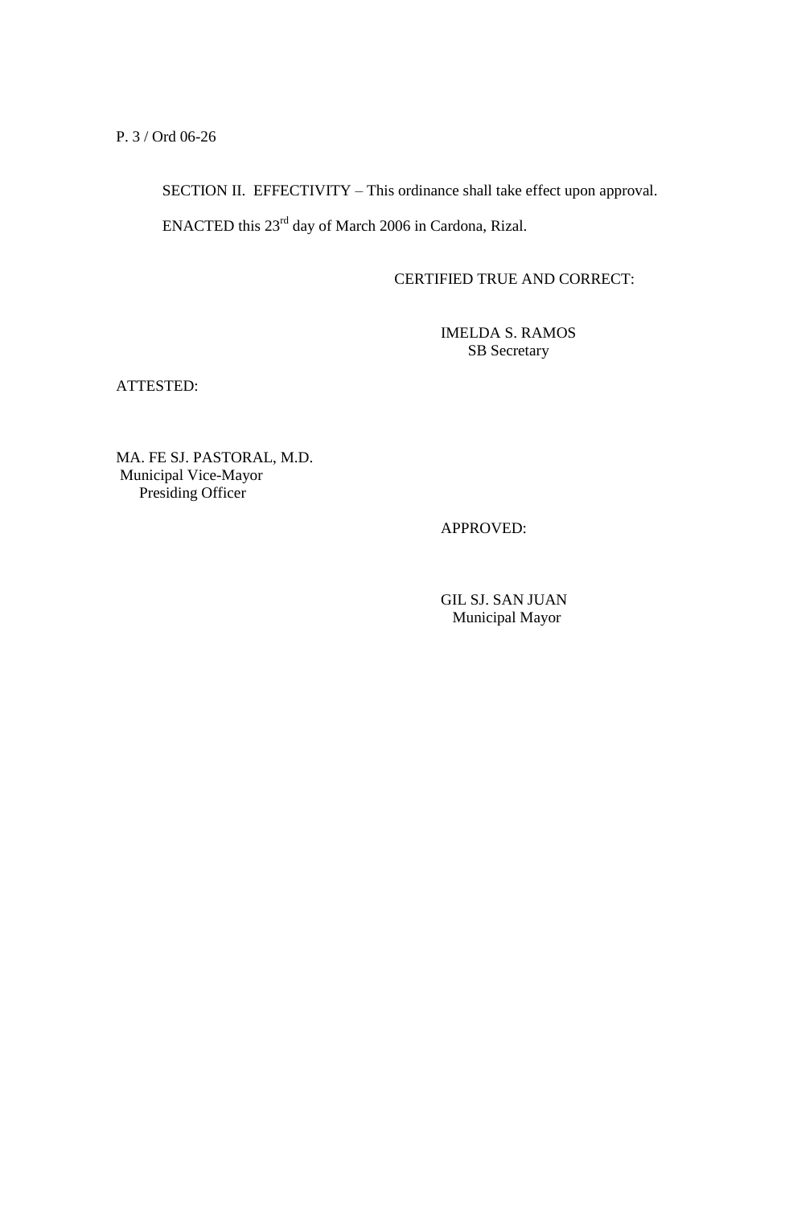SECTION II.  EFFECTIVITY – This ordinance shall take effect upon approval.

ENACTED this 23rd day of March 2006 in Cardona, Rizal.

CERTIFIED TRUE AND CORRECT:

IMELDA S. RAMOS
SB Secretary

ATTESTED:

MA. FE SJ. PASTORAL, M.D.
Municipal Vice-Mayor
Presiding Officer

APPROVED:

GIL SJ. SAN JUAN
Municipal Mayor